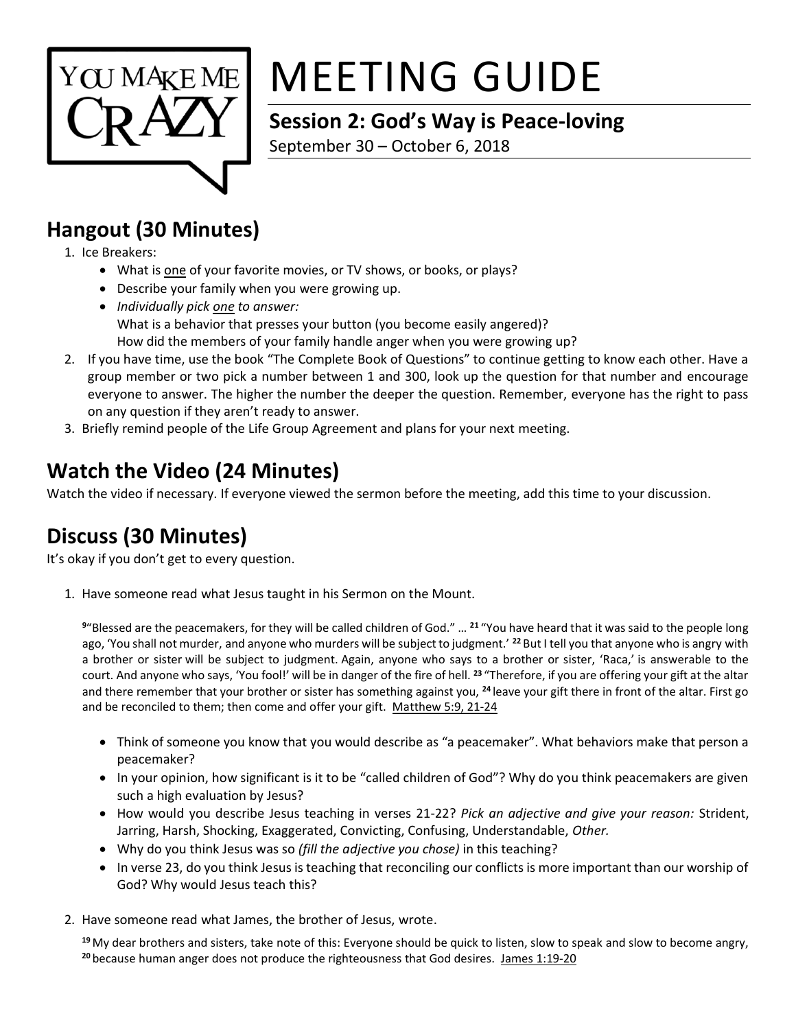# MEETING GUIDE

## Session 2: God's Way is Peace-loving

September 30 – October 6, 2018

## Hangout (30 Minutes)

1. Ice Breakers:
   - What is one of your favorite movies, or TV shows, or books, or plays?
   - Describe your family when you were growing up.
   - *Individually pick one to answer:*
     What is a behavior that presses your button (you become easily angered)?
     How did the members of your family handle anger when you were growing up?
2. If you have time, use the book "The Complete Book of Questions" to continue getting to know each other. Have a group member or two pick a number between 1 and 300, look up the question for that number and encourage everyone to answer. The higher the number the deeper the question. Remember, everyone has the right to pass on any question if they aren't ready to answer.
3. Briefly remind people of the Life Group Agreement and plans for your next meeting.

## Watch the Video (24 Minutes)

Watch the video if necessary. If everyone viewed the sermon before the meeting, add this time to your discussion.

## Discuss (30 Minutes)

It's okay if you don't get to every question.

1. Have someone read what Jesus taught in his Sermon on the Mount.

   [9]"Blessed are the peacemakers, for they will be called children of God." … [21] "You have heard that it was said to the people long ago, 'You shall not murder, and anyone who murders will be subject to judgment.' [22] But I tell you that anyone who is angry with a brother or sister will be subject to judgment. Again, anyone who says to a brother or sister, 'Raca,' is answerable to the court. And anyone who says, 'You fool!' will be in danger of the fire of hell. [23] "Therefore, if you are offering your gift at the altar and there remember that your brother or sister has something against you, [24] leave your gift there in front of the altar. First go and be reconciled to them; then come and offer your gift. Matthew 5:9, 21-24

   - Think of someone you know that you would describe as "a peacemaker". What behaviors make that person a peacemaker?
   - In your opinion, how significant is it to be "called children of God"? Why do you think peacemakers are given such a high evaluation by Jesus?
   - How would you describe Jesus teaching in verses 21-22? *Pick an adjective and give your reason:* Strident, Jarring, Harsh, Shocking, Exaggerated, Convicting, Confusing, Understandable, *Other.*
   - Why do you think Jesus was so *(fill the adjective you chose)* in this teaching?
   - In verse 23, do you think Jesus is teaching that reconciling our conflicts is more important than our worship of God? Why would Jesus teach this?

2. Have someone read what James, the brother of Jesus, wrote.

   [19] My dear brothers and sisters, take note of this: Everyone should be quick to listen, slow to speak and slow to become angry, [20] because human anger does not produce the righteousness that God desires. James 1:19-20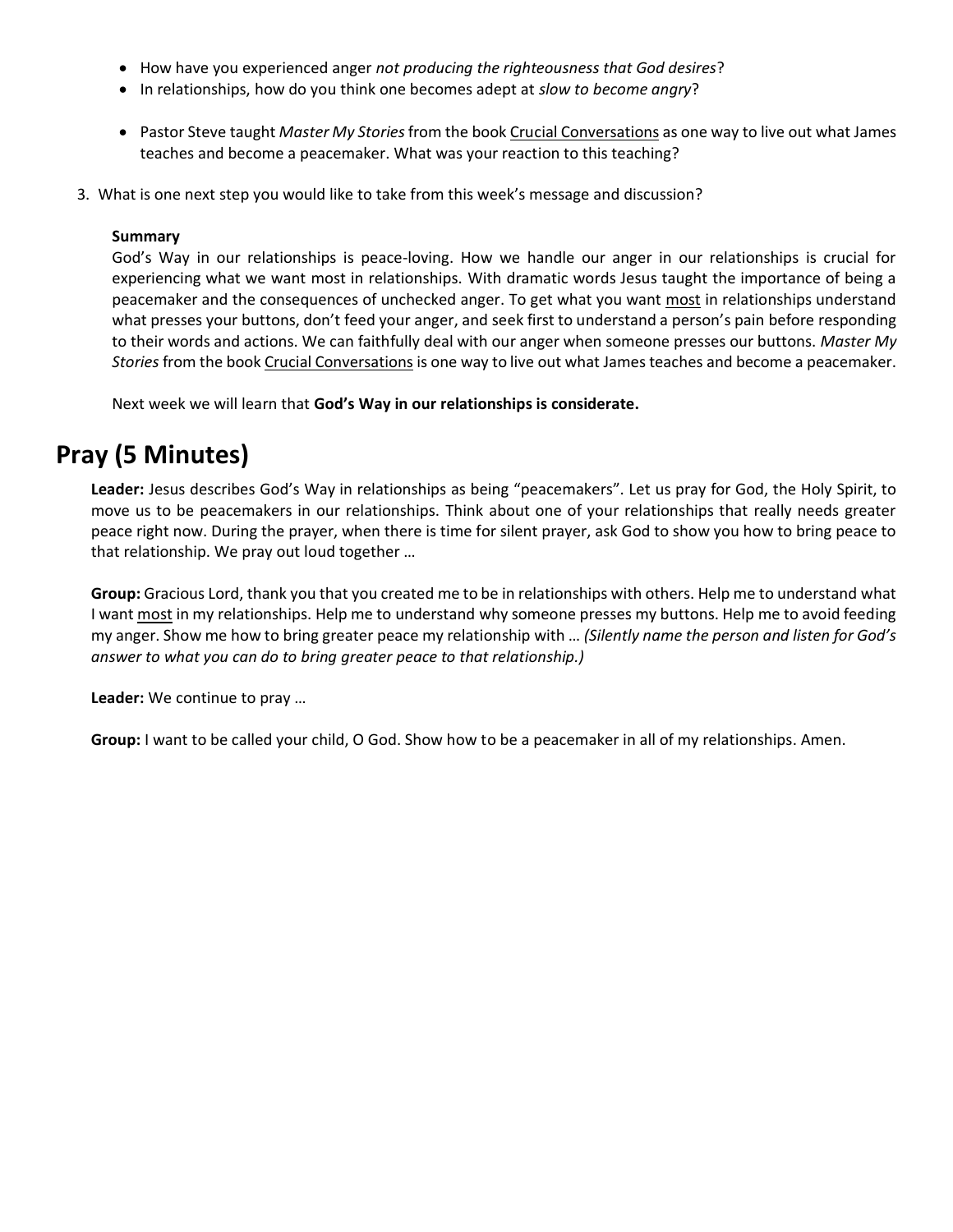- How have you experienced anger *not producing the righteousness that God desires*?
- In relationships, how do you think one becomes adept at *slow to become angry*?
- Pastor Steve taught *Master My Stories* from the book Crucial Conversations as one way to live out what James teaches and become a peacemaker. What was your reaction to this teaching?

3. What is one next step you would like to take from this week's message and discussion?

**Summary**
God's Way in our relationships is peace-loving. How we handle our anger in our relationships is crucial for experiencing what we want most in relationships. With dramatic words Jesus taught the importance of being a peacemaker and the consequences of unchecked anger. To get what you want most in relationships understand what presses your buttons, don't feed your anger, and seek first to understand a person's pain before responding to their words and actions. We can faithfully deal with our anger when someone presses our buttons. *Master My Stories* from the book Crucial Conversations is one way to live out what James teaches and become a peacemaker.

Next week we will learn that **God's Way in our relationships is considerate.**

# Pray (5 Minutes)

**Leader:** Jesus describes God's Way in relationships as being "peacemakers". Let us pray for God, the Holy Spirit, to move us to be peacemakers in our relationships. Think about one of your relationships that really needs greater peace right now. During the prayer, when there is time for silent prayer, ask God to show you how to bring peace to that relationship. We pray out loud together …

**Group:** Gracious Lord, thank you that you created me to be in relationships with others. Help me to understand what I want most in my relationships. Help me to understand why someone presses my buttons. Help me to avoid feeding my anger. Show me how to bring greater peace my relationship with … *(Silently name the person and listen for God's answer to what you can do to bring greater peace to that relationship.)*

**Leader:** We continue to pray …

**Group:** I want to be called your child, O God. Show how to be a peacemaker in all of my relationships. Amen.